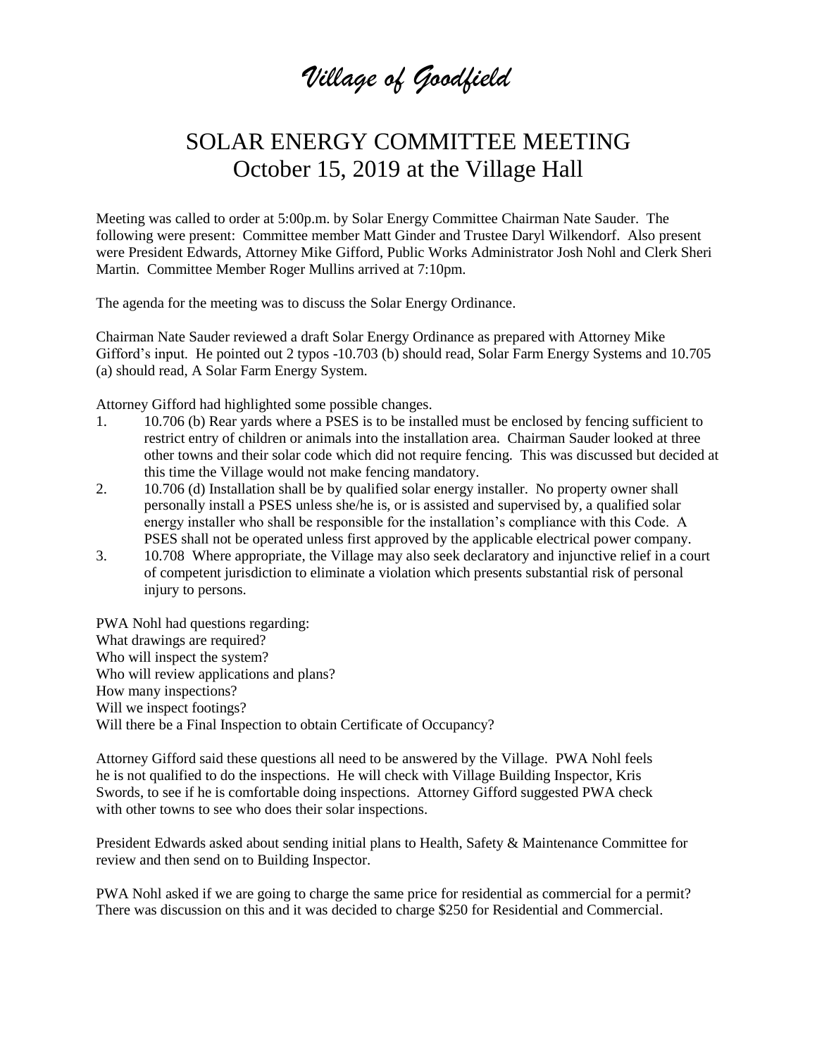# *Village of Goodfield*

## SOLAR ENERGY COMMITTEE MEETING
## October 15, 2019 at the Village Hall

Meeting was called to order at 5:00p.m. by Solar Energy Committee Chairman Nate Sauder. The following were present: Committee member Matt Ginder and Trustee Daryl Wilkendorf. Also present were President Edwards, Attorney Mike Gifford, Public Works Administrator Josh Nohl and Clerk Sheri Martin. Committee Member Roger Mullins arrived at 7:10pm.

The agenda for the meeting was to discuss the Solar Energy Ordinance.

Chairman Nate Sauder reviewed a draft Solar Energy Ordinance as prepared with Attorney Mike Gifford's input. He pointed out 2 typos -10.703 (b) should read, Solar Farm Energy Systems and 10.705 (a) should read, A Solar Farm Energy System.

Attorney Gifford had highlighted some possible changes.

1. 10.706 (b) Rear yards where a PSES is to be installed must be enclosed by fencing sufficient to restrict entry of children or animals into the installation area. Chairman Sauder looked at three other towns and their solar code which did not require fencing. This was discussed but decided at this time the Village would not make fencing mandatory.
2. 10.706 (d) Installation shall be by qualified solar energy installer. No property owner shall personally install a PSES unless she/he is, or is assisted and supervised by, a qualified solar energy installer who shall be responsible for the installation's compliance with this Code. A PSES shall not be operated unless first approved by the applicable electrical power company.
3. 10.708 Where appropriate, the Village may also seek declaratory and injunctive relief in a court of competent jurisdiction to eliminate a violation which presents substantial risk of personal injury to persons.

PWA Nohl had questions regarding:
What drawings are required?
Who will inspect the system?
Who will review applications and plans?
How many inspections?
Will we inspect footings?
Will there be a Final Inspection to obtain Certificate of Occupancy?

Attorney Gifford said these questions all need to be answered by the Village. PWA Nohl feels he is not qualified to do the inspections. He will check with Village Building Inspector, Kris Swords, to see if he is comfortable doing inspections. Attorney Gifford suggested PWA check with other towns to see who does their solar inspections.

President Edwards asked about sending initial plans to Health, Safety & Maintenance Committee for review and then send on to Building Inspector.

PWA Nohl asked if we are going to charge the same price for residential as commercial for a permit? There was discussion on this and it was decided to charge $250 for Residential and Commercial.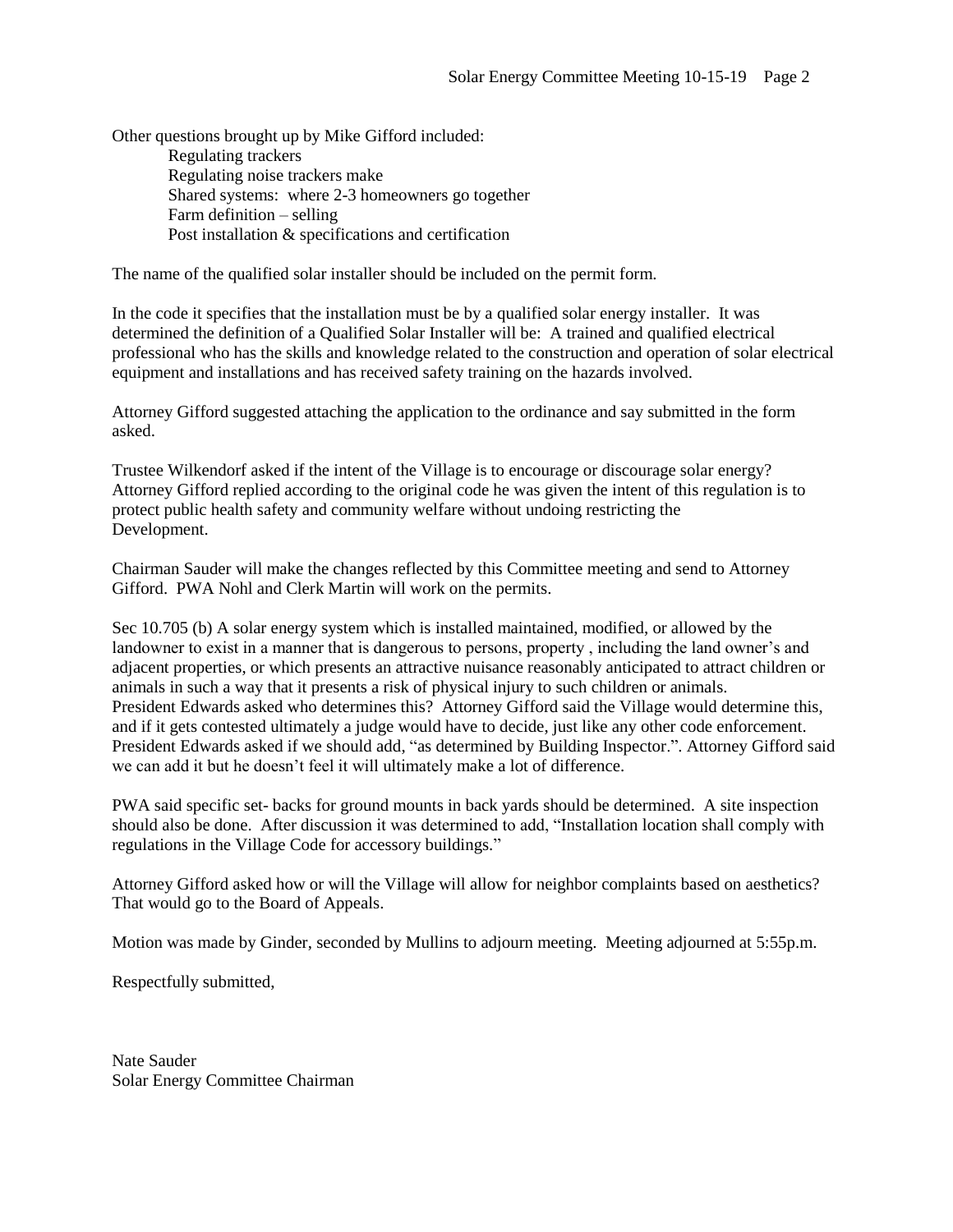Other questions brought up by Mike Gifford included:

- Regulating trackers
- Regulating noise trackers make
- Shared systems: where 2-3 homeowners go together
- Farm definition – selling
- Post installation & specifications and certification

The name of the qualified solar installer should be included on the permit form.

In the code it specifies that the installation must be by a qualified solar energy installer. It was determined the definition of a Qualified Solar Installer will be: A trained and qualified electrical professional who has the skills and knowledge related to the construction and operation of solar electrical equipment and installations and has received safety training on the hazards involved.

Attorney Gifford suggested attaching the application to the ordinance and say submitted in the form asked.

Trustee Wilkendorf asked if the intent of the Village is to encourage or discourage solar energy? Attorney Gifford replied according to the original code he was given the intent of this regulation is to protect public health safety and community welfare without undoing restricting the Development.

Chairman Sauder will make the changes reflected by this Committee meeting and send to Attorney Gifford. PWA Nohl and Clerk Martin will work on the permits.

Sec 10.705 (b) A solar energy system which is installed maintained, modified, or allowed by the landowner to exist in a manner that is dangerous to persons, property , including the land owner's and adjacent properties, or which presents an attractive nuisance reasonably anticipated to attract children or animals in such a way that it presents a risk of physical injury to such children or animals. President Edwards asked who determines this? Attorney Gifford said the Village would determine this, and if it gets contested ultimately a judge would have to decide, just like any other code enforcement. President Edwards asked if we should add, "as determined by Building Inspector.". Attorney Gifford said we can add it but he doesn't feel it will ultimately make a lot of difference.

PWA said specific set- backs for ground mounts in back yards should be determined. A site inspection should also be done. After discussion it was determined to add, "Installation location shall comply with regulations in the Village Code for accessory buildings."

Attorney Gifford asked how or will the Village will allow for neighbor complaints based on aesthetics? That would go to the Board of Appeals.

Motion was made by Ginder, seconded by Mullins to adjourn meeting. Meeting adjourned at 5:55p.m.

Respectfully submitted,

Nate Sauder
Solar Energy Committee Chairman